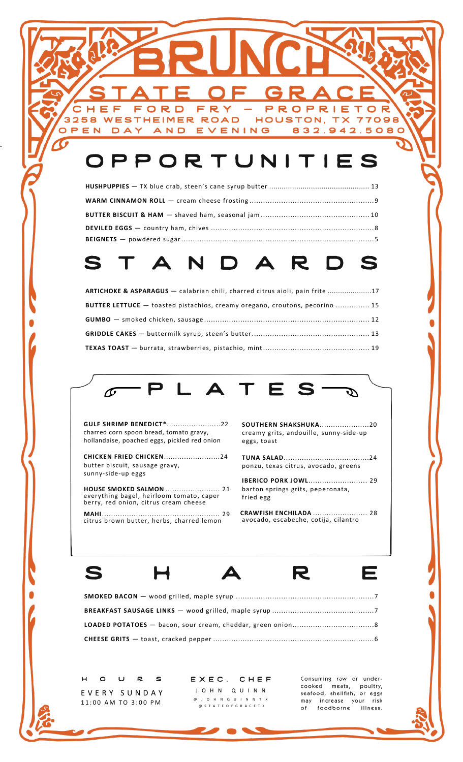# BRUNCH

## STATE OF GRACE

CHEF FORD FRY – PROPRIETOR
3258 WESTHEIMER ROAD HOUSTON, TX 77098
OPEN DAY AND EVENING 832.942.5080

## OPPORTUNITIES

**HUSHPUPPIES** — TX blue crab, steen's cane syrup butter ........ 13

**WARM CINNAMON ROLL** — cream cheese frosting ........ 9

**BUTTER BISCUIT & HAM** — shaved ham, seasonal jam ........ 10

**DEVILED EGGS** — country ham, chives ........ 8

**BEIGNETS** — powdered sugar ........ 5

## STANDARDS

**ARTICHOKE & ASPARAGUS** — calabrian chili, charred citrus aioli, pain frite ........ 17

**BUTTER LETTUCE** — toasted pistachios, creamy oregano, croutons, pecorino ........ 15

**GUMBO** — smoked chicken, sausage ........ 12

**GRIDDLE CAKES** — buttermilk syrup, steen's butter ........ 13

**TEXAS TOAST** — burrata, strawberries, pistachio, mint ........ 19

## PLATES

**GULF SHRIMP BENEDICT*** ........ 22
charred corn spoon bread, tomato gravy, hollandaise, poached eggs, pickled red onion

**CHICKEN FRIED CHICKEN** ........ 24
butter biscuit, sausage gravy, sunny-side-up eggs

**HOUSE SMOKED SALMON** ........ 21
everything bagel, heirloom tomato, caper berry, red onion, citrus cream cheese

**MAHI** ........ 29
citrus brown butter, herbs, charred lemon

**SOUTHERN SHAKSHUKA** ........ 20
creamy grits, andouille, sunny-side-up eggs, toast

**TUNA SALAD** ........ 24
ponzu, texas citrus, avocado, greens

**IBERICO PORK JOWL** ........ 29
barton springs grits, peperonata, fried egg

**CRAWFISH ENCHILADA** ........ 28
avocado, escabeche, cotija, cilantro

## SHARE

**SMOKED BACON** — wood grilled, maple syrup ........ 7

**BREAKFAST SAUSAGE LINKS** — wood grilled, maple syrup ........ 7

**LOADED POTATOES** — bacon, sour cream, cheddar, green onion ........ 8

**CHEESE GRITS** — toast, cracked pepper ........ 6

**HOURS**
EVERY SUNDAY
11:00 AM TO 3:00 PM

**EXEC. CHEF**
JOHN QUINN
@JOHNQUINNTX
@STATEOFGRACETX

Consuming raw or under-cooked meats, poultry, seafood, shellfish, or eggs may increase your risk of foodborne illness.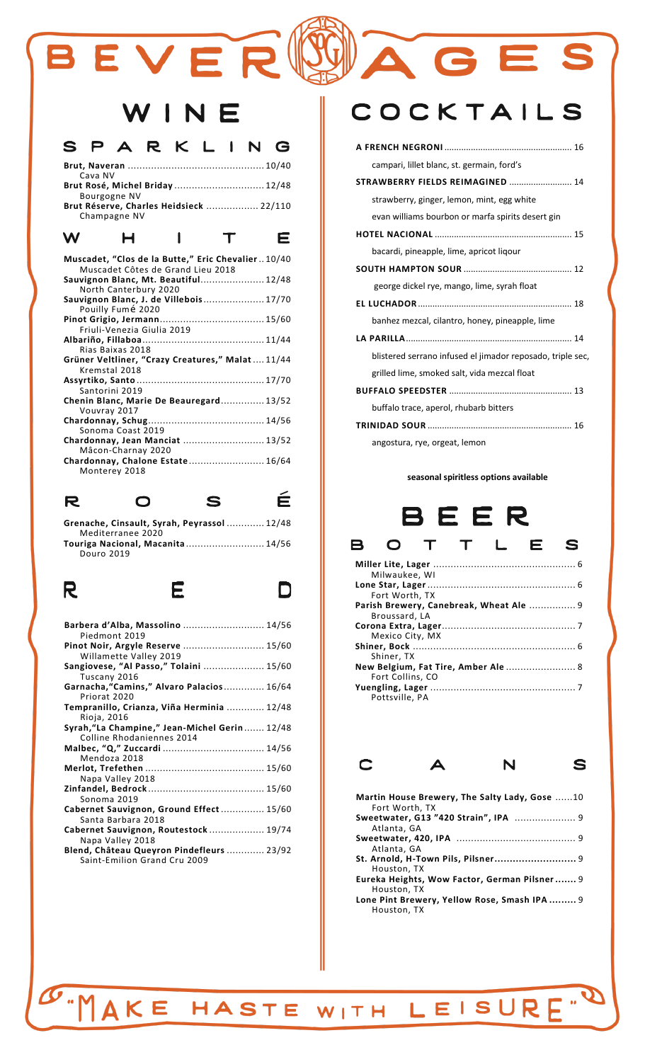# BEVERAGES

## WINE

### SPARKLING

**Brut, Naveran** ............................................ 10/40
Cava NV

**Brut Rosé, Michel Briday** ............................... 12/48
Bourgogne NV

**Brut Réserve, Charles Heidsieck** .................. 22/110
Champagne NV

### WHITE

**Muscadet, "Clos de la Butte," Eric Chevalier** .. 10/40
Muscadet Côtes de Grand Lieu 2018

**Sauvignon Blanc, Mt. Beautiful** ...................... 12/48
North Canterbury 2020

**Sauvignon Blanc, J. de Villebois** ..................... 17/70
Pouilly Fumé 2020

**Pinot Grigio, Jermann** .................................... 15/60
Friuli-Venezia Giulia 2019

**Albariño, Fillaboa** .......................................... 11/44
Rias Baixas 2018

**Grüner Veltliner, "Crazy Creatures," Malat** .... 11/44
Kremstal 2018

**Assyrtiko, Santo** ............................................ 17/70
Santorini 2019

**Chenin Blanc, Marie De Beauregard** ............... 13/52
Vouvray 2017

**Chardonnay, Schug** ........................................ 14/56
Sonoma Coast 2019

**Chardonnay, Jean Manciat** ............................ 13/52
Mâcon-Charnay 2020

**Chardonnay, Chalone Estate** .......................... 16/64
Monterey 2018

### ROSÉ

**Grenache, Cinsault, Syrah, Peyrassol** ............. 12/48
Mediterranee 2020

**Touriga Nacional, Macanita** ........................... 14/56
Douro 2019

### RED

**Barbera d'Alba, Massolino** ............................ 14/56
Piedmont 2019

**Pinot Noir, Argyle Reserve** ............................ 15/60
Willamette Valley 2019

**Sangiovese, "Al Passo," Tolaini** ..................... 15/60
Tuscany 2016

**Garnacha,"Camins," Alvaro Palacios** .............. 16/64
Priorat 2020

**Tempranillo, Crianza, Viña Herminia** ............. 12/48
Rioja, 2016

**Syrah,"La Champine," Jean-Michel Gerin** ....... 12/48
Colline Rhodaniennes 2014

**Malbec, "Q," Zuccardi** ................................... 14/56
Mendoza 2018

**Merlot, Trefethen** ......................................... 15/60
Napa Valley 2018

**Zinfandel, Bedrock** ........................................ 15/60
Sonoma 2019

**Cabernet Sauvignon, Ground Effect** ............... 15/60
Santa Barbara 2018

**Cabernet Sauvignon, Routestock** ................... 19/74
Napa Valley 2018

**Blend, Château Queyron Pindefleurs** ............. 23/92
Saint-Emilion Grand Cru 2009

## COCKTAILS

**A FRENCH NEGRONI** ..................................................... 16
campari, lillet blanc, st. germain, ford's

**STRAWBERRY FIELDS REIMAGINED** .......................... 14
strawberry, ginger, lemon, mint, egg white
evan williams bourbon or marfa spirits desert gin

**HOTEL NACIONAL** ......................................................... 15
bacardi, pineapple, lime, apricot liqour

**SOUTH HAMPTON SOUR** ............................................. 12
george dickel rye, mango, lime, syrah float

**EL LUCHADOR** .............................................................. 18
banhez mezcal, cilantro, honey, pineapple, lime

**LA PARILLA** .................................................................... 14
blistered serrano infused el jimador reposado, triple sec,
grilled lime, smoked salt, vida mezcal float

**BUFFALO SPEEDSTER** .................................................. 13
buffalo trace, aperol, rhubarb bitters

**TRINIDAD SOUR** ........................................................... 16
angostura, rye, orgeat, lemon

**seasonal spiritless options available**

## BEER

### BOTTLES

**Miller Lite, Lager** ................................................. 6
Milwaukee, WI

**Lone Star, Lager** ................................................... 6
Fort Worth, TX

**Parish Brewery, Canebreak, Wheat Ale** ................ 9
Broussard, LA

**Corona Extra, Lager** .............................................. 7
Mexico City, MX

**Shiner, Bock** ......................................................... 6
Shiner, TX

**New Belgium, Fat Tire, Amber Ale** ........................ 8
Fort Collins, CO

**Yuengling, Lager** ................................................... 7
Pottsville, PA

### CANS

**Martin House Brewery, The Salty Lady, Gose** ......10
Fort Worth, TX

**Sweetwater, G13 "420 Strain", IPA** ..................... 9
Atlanta, GA

**Sweetwater, 420, IPA** .......................................... 9
Atlanta, GA

**St. Arnold, H-Town Pils, Pilsner** ........................... 9
Houston, TX

**Eureka Heights, Wow Factor, German Pilsner** ....... 9
Houston, TX

**Lone Pint Brewery, Yellow Rose, Smash IPA** ......... 9
Houston, TX

"MAKE HASTE WITH LEISURE"